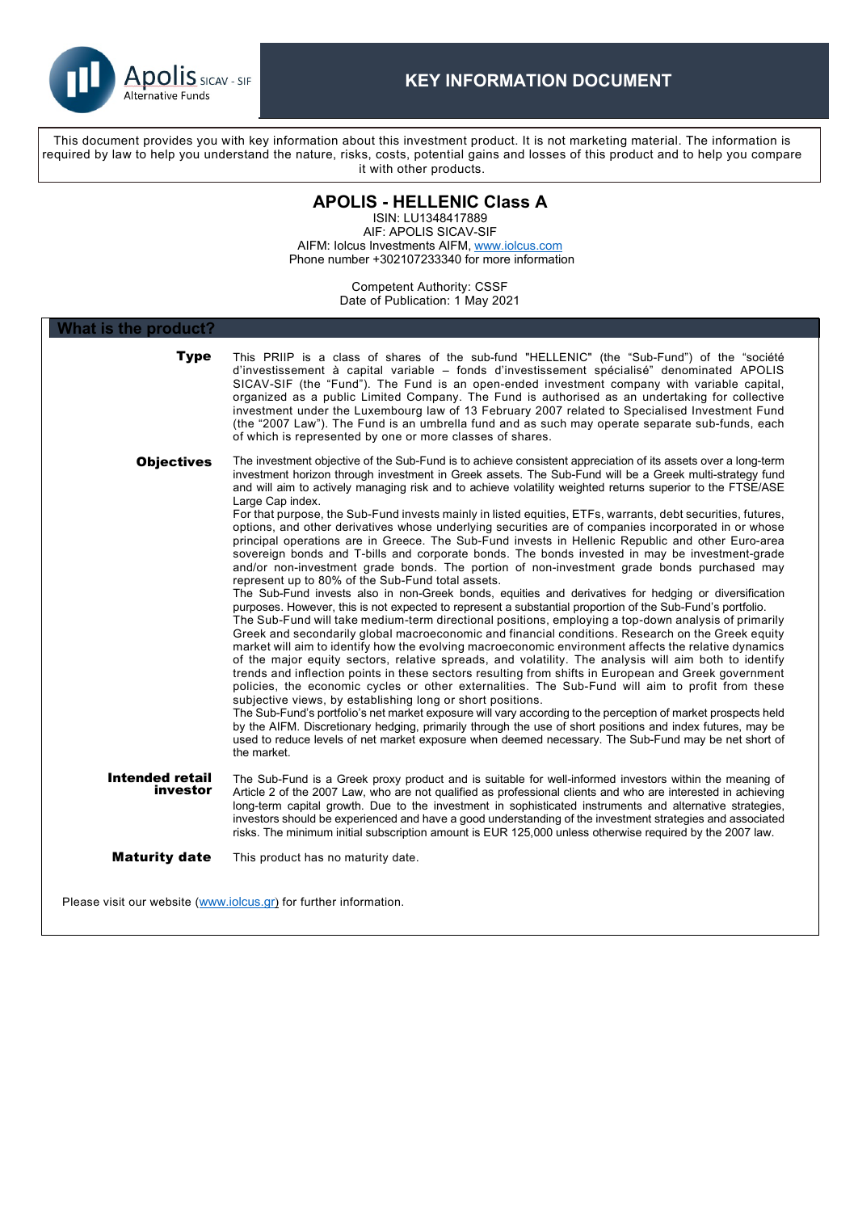Apolis SICAV - SIF
Alternative Funds

# KEY INFORMATION DOCUMENT

This document provides you with key information about this investment product. It is not marketing material. The information is required by law to help you understand the nature, risks, costs, potential gains and losses of this product and to help you compare it with other products.

## APOLIS - HELLENIC Class A

ISIN: LU1348417889
AIF: APOLIS SICAV-SIF
AIFM: Iolcus Investments AIFM, www.iolcus.com
Phone number +302107233340 for more information

Competent Authority: CSSF
Date of Publication: 1 May 2021

## What is the product?

**Type**

This PRIIP is a class of shares of the sub-fund "HELLENIC" (the "Sub-Fund") of the "société d'investissement à capital variable – fonds d'investissement spécialisé" denominated APOLIS SICAV-SIF (the "Fund"). The Fund is an open-ended investment company with variable capital, organized as a public Limited Company. The Fund is authorised as an undertaking for collective investment under the Luxembourg law of 13 February 2007 related to Specialised Investment Fund (the "2007 Law"). The Fund is an umbrella fund and as such may operate separate sub-funds, each of which is represented by one or more classes of shares.

**Objectives**

The investment objective of the Sub-Fund is to achieve consistent appreciation of its assets over a long-term investment horizon through investment in Greek assets. The Sub-Fund will be a Greek multi-strategy fund and will aim to actively managing risk and to achieve volatility weighted returns superior to the FTSE/ASE Large Cap index.
For that purpose, the Sub-Fund invests mainly in listed equities, ETFs, warrants, debt securities, futures, options, and other derivatives whose underlying securities are of companies incorporated in or whose principal operations are in Greece. The Sub-Fund invests in Hellenic Republic and other Euro-area sovereign bonds and T-bills and corporate bonds. The bonds invested in may be investment-grade and/or non-investment grade bonds. The portion of non-investment grade bonds purchased may represent up to 80% of the Sub-Fund total assets.
The Sub-Fund invests also in non-Greek bonds, equities and derivatives for hedging or diversification purposes. However, this is not expected to represent a substantial proportion of the Sub-Fund's portfolio.
The Sub-Fund will take medium-term directional positions, employing a top-down analysis of primarily Greek and secondarily global macroeconomic and financial conditions. Research on the Greek equity market will aim to identify how the evolving macroeconomic environment affects the relative dynamics of the major equity sectors, relative spreads, and volatility. The analysis will aim both to identify trends and inflection points in these sectors resulting from shifts in European and Greek government policies, the economic cycles or other externalities. The Sub-Fund will aim to profit from these subjective views, by establishing long or short positions.
The Sub-Fund's portfolio's net market exposure will vary according to the perception of market prospects held by the AIFM. Discretionary hedging, primarily through the use of short positions and index futures, may be used to reduce levels of net market exposure when deemed necessary. The Sub-Fund may be net short of the market.

**Intended retail investor**

The Sub-Fund is a Greek proxy product and is suitable for well-informed investors within the meaning of Article 2 of the 2007 Law, who are not qualified as professional clients and who are interested in achieving long-term capital growth. Due to the investment in sophisticated instruments and alternative strategies, investors should be experienced and have a good understanding of the investment strategies and associated risks. The minimum initial subscription amount is EUR 125,000 unless otherwise required by the 2007 law.

**Maturity date**

This product has no maturity date.

Please visit our website (www.iolcus.gr) for further information.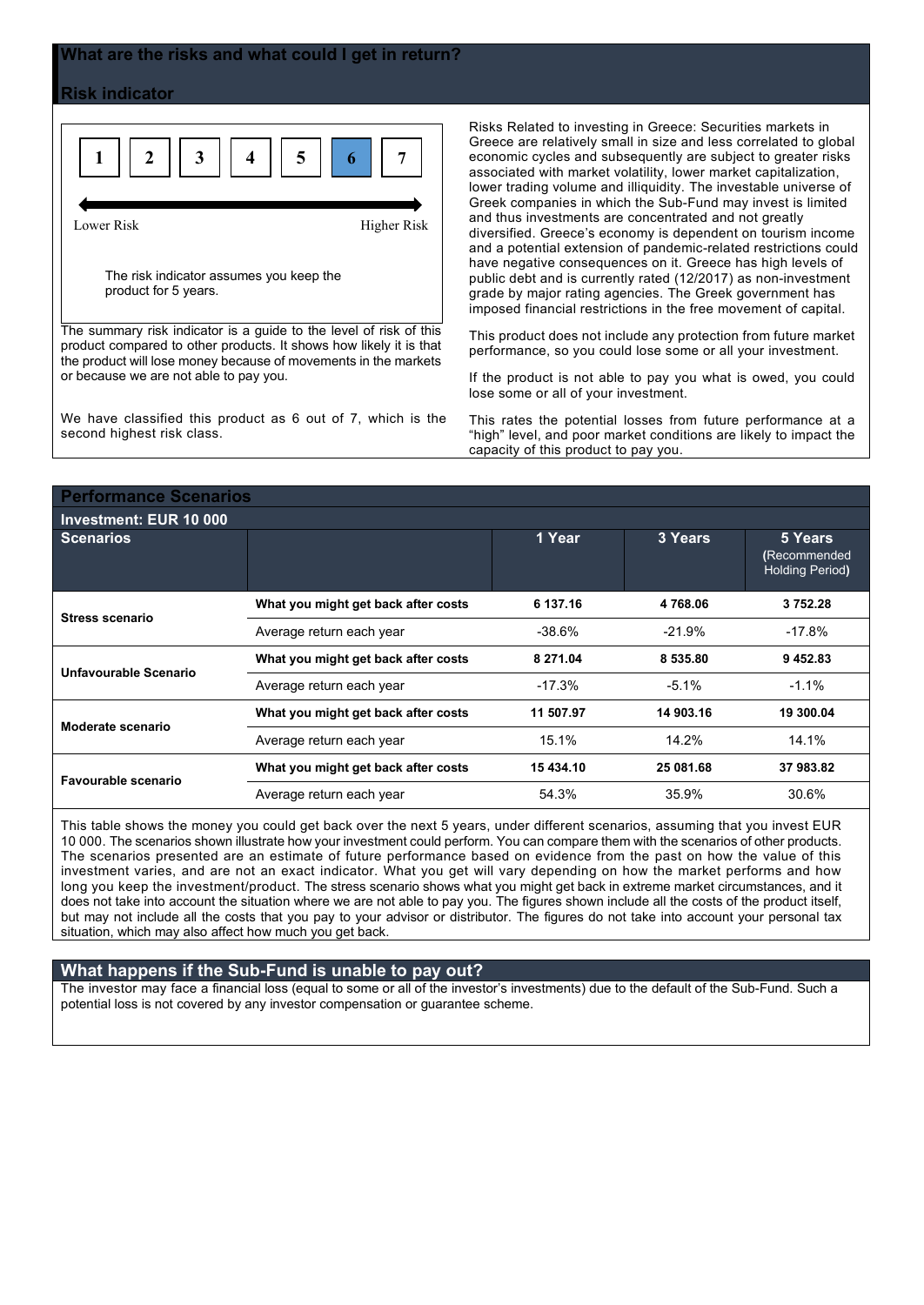## What are the risks and what could I get in return?

### Risk indicator

1 2 3 4 5 **6** 7

Lower Risk — Higher Risk

The risk indicator assumes you keep the product for 5 years.

The summary risk indicator is a guide to the level of risk of this product compared to other products. It shows how likely it is that the product will lose money because of movements in the markets or because we are not able to pay you.

We have classified this product as 6 out of 7, which is the second highest risk class.

Risks Related to investing in Greece: Securities markets in Greece are relatively small in size and less correlated to global economic cycles and subsequently are subject to greater risks associated with market volatility, lower market capitalization, lower trading volume and illiquidity. The investable universe of Greek companies in which the Sub-Fund may invest is limited and thus investments are concentrated and not greatly diversified. Greece's economy is dependent on tourism income and a potential extension of pandemic-related restrictions could have negative consequences on it. Greece has high levels of public debt and is currently rated (12/2017) as non-investment grade by major rating agencies. The Greek government has imposed financial restrictions in the free movement of capital.

This product does not include any protection from future market performance, so you could lose some or all your investment.

If the product is not able to pay you what is owed, you could lose some or all of your investment.

This rates the potential losses from future performance at a "high" level, and poor market conditions are likely to impact the capacity of this product to pay you.

## Performance Scenarios

| Investment: EUR 10 000 | | | | |
|---|---|---|---|---|
| **Scenarios** | | **1 Year** | **3 Years** | **5 Years (Recommended Holding Period)** |
| **Stress scenario** | **What you might get back after costs** | **6 137.16** | **4 768.06** | **3 752.28** |
| | Average return each year | -38.6% | -21.9% | -17.8% |
| **Unfavourable Scenario** | **What you might get back after costs** | **8 271.04** | **8 535.80** | **9 452.83** |
| | Average return each year | -17.3% | -5.1% | -1.1% |
| **Moderate scenario** | **What you might get back after costs** | **11 507.97** | **14 903.16** | **19 300.04** |
| | Average return each year | 15.1% | 14.2% | 14.1% |
| **Favourable scenario** | **What you might get back after costs** | **15 434.10** | **25 081.68** | **37 983.82** |
| | Average return each year | 54.3% | 35.9% | 30.6% |

This table shows the money you could get back over the next 5 years, under different scenarios, assuming that you invest EUR 10 000. The scenarios shown illustrate how your investment could perform. You can compare them with the scenarios of other products. The scenarios presented are an estimate of future performance based on evidence from the past on how the value of this investment varies, and are not an exact indicator. What you get will vary depending on how the market performs and how long you keep the investment/product. The stress scenario shows what you might get back in extreme market circumstances, and it does not take into account the situation where we are not able to pay you. The figures shown include all the costs of the product itself, but may not include all the costs that you pay to your advisor or distributor. The figures do not take into account your personal tax situation, which may also affect how much you get back.

## What happens if the Sub-Fund is unable to pay out?

The investor may face a financial loss (equal to some or all of the investor's investments) due to the default of the Sub-Fund. Such a potential loss is not covered by any investor compensation or guarantee scheme.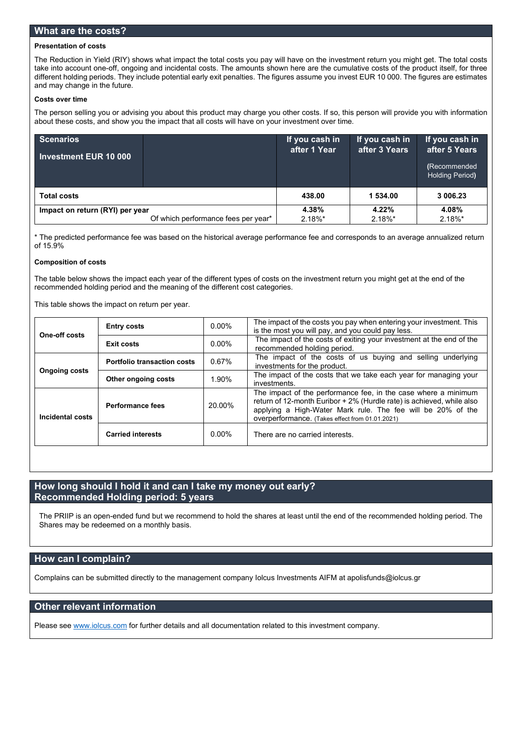## What are the costs?

**Presentation of costs**

The Reduction in Yield (RIY) shows what impact the total costs you pay will have on the investment return you might get. The total costs take into account one-off, ongoing and incidental costs. The amounts shown here are the cumulative costs of the product itself, for three different holding periods. They include potential early exit penalties. The figures assume you invest EUR 10 000. The figures are estimates and may change in the future.

**Costs over time**

The person selling you or advising you about this product may charge you other costs. If so, this person will provide you with information about these costs, and show you the impact that all costs will have on your investment over time.

| Scenarios<br>Investment EUR 10 000 | | If you cash in after 1 Year | If you cash in after 3 Years | If you cash in after 5 Years<br>(Recommended Holding Period) |
|---|---|---|---|---|
| Total costs | | 438.00 | 1 534.00 | 3 006.23 |
| Impact on return (RYI) per year | Of which performance fees per year* | 4.38%<br>2.18%* | 4.22%<br>2.18%* | 4.08%<br>2.18%* |

\* The predicted performance fee was based on the historical average performance fee and corresponds to an average annualized return of 15.9%

**Composition of costs**

The table below shows the impact each year of the different types of costs on the investment return you might get at the end of the recommended holding period and the meaning of the different cost categories.

This table shows the impact on return per year.

| | | | |
|---|---|---|---|
| One-off costs | Entry costs | 0.00% | The impact of the costs you pay when entering your investment. This is the most you will pay, and you could pay less. |
| | Exit costs | 0.00% | The impact of the costs of exiting your investment at the end of the recommended holding period. |
| Ongoing costs | Portfolio transaction costs | 0.67% | The impact of the costs of us buying and selling underlying investments for the product. |
| | Other ongoing costs | 1.90% | The impact of the costs that we take each year for managing your investments. |
| Incidental costs | Performance fees | 20.00% | The impact of the performance fee, in the case where a minimum return of 12-month Euribor + 2% (Hurdle rate) is achieved, while also applying a High-Water Mark rule. The fee will be 20% of the overperformance. (Takes effect from 01.01.2021) |
| | Carried interests | 0.00% | There are no carried interests. |

## How long should I hold it and can I take my money out early?
## Recommended Holding period: 5 years

The PRIIP is an open-ended fund but we recommend to hold the shares at least until the end of the recommended holding period. The Shares may be redeemed on a monthly basis.

## How can I complain?

Complains can be submitted directly to the management company Iolcus Investments AIFM at apolisfunds@iolcus.gr

## Other relevant information

Please see www.iolcus.com for further details and all documentation related to this investment company.